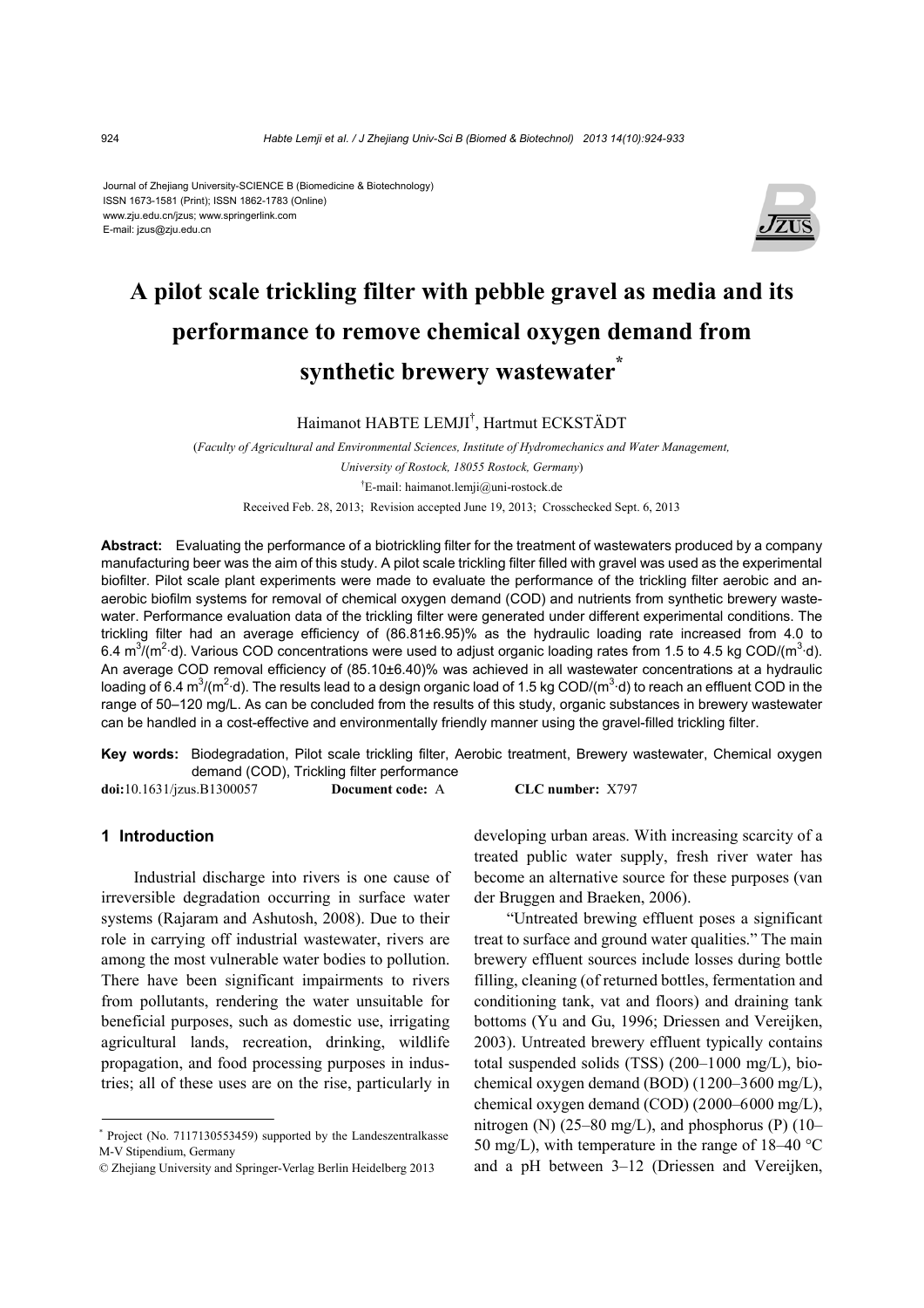Journal of Zhejiang University-SCIENCE B (Biomedicine & Biotechnology)
ISSN 1673-1581 (Print); ISSN 1862-1783 (Online)
www.zju.edu.cn/jzus; www.springerlink.com
E-mail: jzus@zju.edu.cn

# A pilot scale trickling filter with pebble gravel as media and its performance to remove chemical oxygen demand from synthetic brewery wastewater*

Haimanot HABTE LEMJI†, Hartmut ECKSTÄDT

(*Faculty of Agricultural and Environmental Sciences, Institute of Hydromechanics and Water Management, University of Rostock, 18055 Rostock, Germany*)

†E-mail: haimanot.lemji@uni-rostock.de

Received Feb. 28, 2013; Revision accepted June 19, 2013; Crosschecked Sept. 6, 2013

**Abstract:** Evaluating the performance of a biotrickling filter for the treatment of wastewaters produced by a company manufacturing beer was the aim of this study. A pilot scale trickling filter filled with gravel was used as the experimental biofilter. Pilot scale plant experiments were made to evaluate the performance of the trickling filter aerobic and anaerobic biofilm systems for removal of chemical oxygen demand (COD) and nutrients from synthetic brewery wastewater. Performance evaluation data of the trickling filter were generated under different experimental conditions. The trickling filter had an average efficiency of (86.81±6.95)% as the hydraulic loading rate increased from 4.0 to 6.4 $m^3/(m^2 \cdot d)$. Various COD concentrations were used to adjust organic loading rates from 1.5 to 4.5 kg COD/($m^3 \cdot d$). An average COD removal efficiency of (85.10±6.40)% was achieved in all wastewater concentrations at a hydraulic loading of 6.4 $m^3/(m^2 \cdot d)$. The results lead to a design organic load of 1.5 kg COD/($m^3 \cdot d$) to reach an effluent COD in the range of 50–120 mg/L. As can be concluded from the results of this study, organic substances in brewery wastewater can be handled in a cost-effective and environmentally friendly manner using the gravel-filled trickling filter.

**Key words:** Biodegradation, Pilot scale trickling filter, Aerobic treatment, Brewery wastewater, Chemical oxygen demand (COD), Trickling filter performance

**doi:**10.1631/jzus.B1300057 **Document code:** A **CLC number:** X797

## 1 Introduction

Industrial discharge into rivers is one cause of irreversible degradation occurring in surface water systems (Rajaram and Ashutosh, 2008). Due to their role in carrying off industrial wastewater, rivers are among the most vulnerable water bodies to pollution. There have been significant impairments to rivers from pollutants, rendering the water unsuitable for beneficial purposes, such as domestic use, irrigating agricultural lands, recreation, drinking, wildlife propagation, and food processing purposes in industries; all of these uses are on the rise, particularly in developing urban areas. With increasing scarcity of a treated public water supply, fresh river water has become an alternative source for these purposes (van der Bruggen and Braeken, 2006).

"Untreated brewing effluent poses a significant treat to surface and ground water qualities." The main brewery effluent sources include losses during bottle filling, cleaning (of returned bottles, fermentation and conditioning tank, vat and floors) and draining tank bottoms (Yu and Gu, 1996; Driessen and Vereijken, 2003). Untreated brewery effluent typically contains total suspended solids (TSS) (200–1000 mg/L), biochemical oxygen demand (BOD) (1200–3600 mg/L), chemical oxygen demand (COD) (2000–6000 mg/L), nitrogen (N) (25–80 mg/L), and phosphorus (P) (10–50 mg/L), with temperature in the range of 18–40 °C and a pH between 3–12 (Driessen and Vereijken,

---

* Project (No. 7117130553459) supported by the Landeszentralkasse M-V Stipendium, Germany

© Zhejiang University and Springer-Verlag Berlin Heidelberg 2013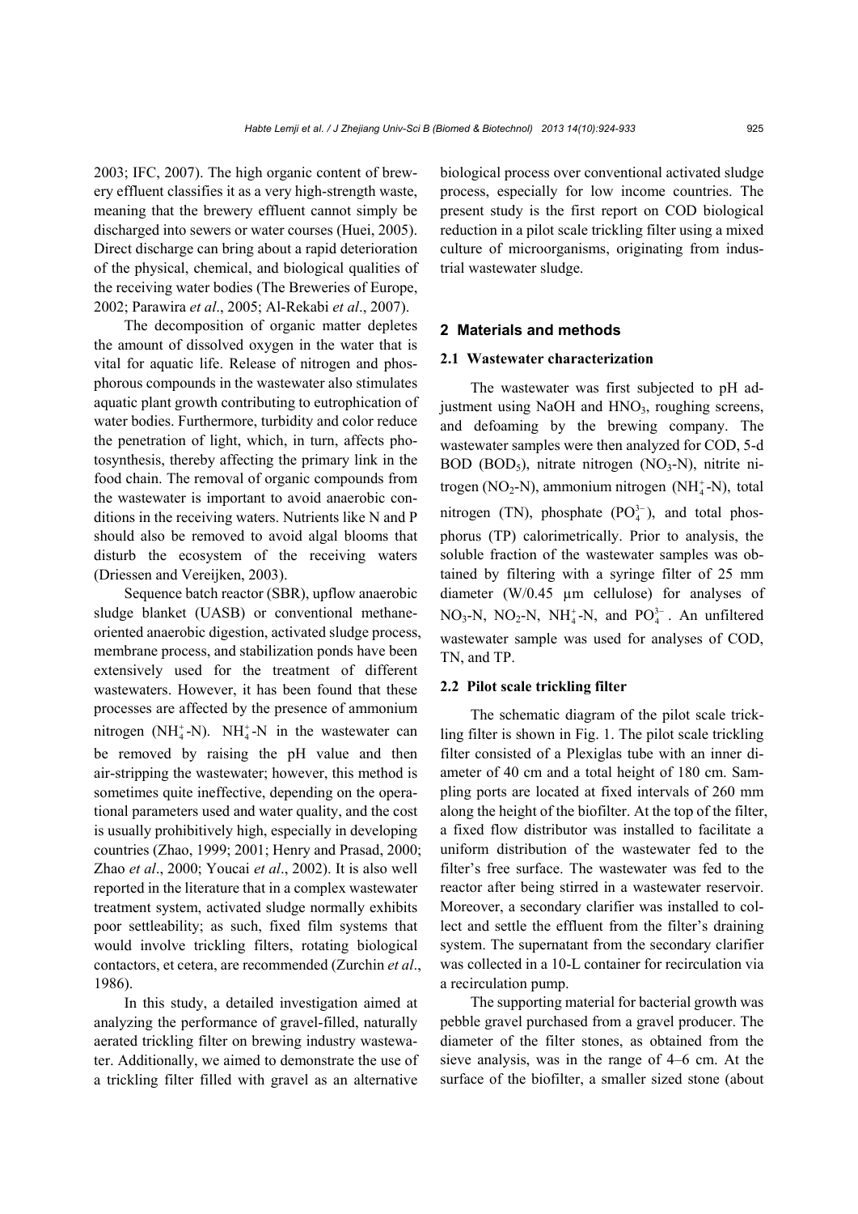2003; IFC, 2007). The high organic content of brewery effluent classifies it as a very high-strength waste, meaning that the brewery effluent cannot simply be discharged into sewers or water courses (Huei, 2005). Direct discharge can bring about a rapid deterioration of the physical, chemical, and biological qualities of the receiving water bodies (The Breweries of Europe, 2002; Parawira *et al*., 2005; Al-Rekabi *et al*., 2007).

The decomposition of organic matter depletes the amount of dissolved oxygen in the water that is vital for aquatic life. Release of nitrogen and phosphorous compounds in the wastewater also stimulates aquatic plant growth contributing to eutrophication of water bodies. Furthermore, turbidity and color reduce the penetration of light, which, in turn, affects photosynthesis, thereby affecting the primary link in the food chain. The removal of organic compounds from the wastewater is important to avoid anaerobic conditions in the receiving waters. Nutrients like N and P should also be removed to avoid algal blooms that disturb the ecosystem of the receiving waters (Driessen and Vereijken, 2003).

Sequence batch reactor (SBR), upflow anaerobic sludge blanket (UASB) or conventional methane-oriented anaerobic digestion, activated sludge process, membrane process, and stabilization ponds have been extensively used for the treatment of different wastewaters. However, it has been found that these processes are affected by the presence of ammonium nitrogen ($NH_4^+$-N). $NH_4^+$-N in the wastewater can be removed by raising the pH value and then air-stripping the wastewater; however, this method is sometimes quite ineffective, depending on the operational parameters used and water quality, and the cost is usually prohibitively high, especially in developing countries (Zhao, 1999; 2001; Henry and Prasad, 2000; Zhao *et al*., 2000; Youcai *et al*., 2002). It is also well reported in the literature that in a complex wastewater treatment system, activated sludge normally exhibits poor settleability; as such, fixed film systems that would involve trickling filters, rotating biological contactors, et cetera, are recommended (Zurchin *et al*., 1986).

In this study, a detailed investigation aimed at analyzing the performance of gravel-filled, naturally aerated trickling filter on brewing industry wastewater. Additionally, we aimed to demonstrate the use of a trickling filter filled with gravel as an alternative biological process over conventional activated sludge process, especially for low income countries. The present study is the first report on COD biological reduction in a pilot scale trickling filter using a mixed culture of microorganisms, originating from industrial wastewater sludge.

## 2 Materials and methods

### 2.1 Wastewater characterization

The wastewater was first subjected to pH adjustment using NaOH and $HNO_3$, roughing screens, and defoaming by the brewing company. The wastewater samples were then analyzed for COD, 5-d BOD ($BOD_5$), nitrate nitrogen ($NO_3$-N), nitrite nitrogen ($NO_2$-N), ammonium nitrogen ($NH_4^+$-N), total nitrogen (TN), phosphate ($PO_4^{3-}$), and total phosphorus (TP) calorimetrically. Prior to analysis, the soluble fraction of the wastewater samples was obtained by filtering with a syringe filter of 25 mm diameter (W/0.45 µm cellulose) for analyses of $NO_3$-N, $NO_2$-N, $NH_4^+$-N, and $PO_4^{3-}$. An unfiltered wastewater sample was used for analyses of COD, TN, and TP.

### 2.2 Pilot scale trickling filter

The schematic diagram of the pilot scale trickling filter is shown in Fig. 1. The pilot scale trickling filter consisted of a Plexiglas tube with an inner diameter of 40 cm and a total height of 180 cm. Sampling ports are located at fixed intervals of 260 mm along the height of the biofilter. At the top of the filter, a fixed flow distributor was installed to facilitate a uniform distribution of the wastewater fed to the filter's free surface. The wastewater was fed to the reactor after being stirred in a wastewater reservoir. Moreover, a secondary clarifier was installed to collect and settle the effluent from the filter's draining system. The supernatant from the secondary clarifier was collected in a 10-L container for recirculation via a recirculation pump.

The supporting material for bacterial growth was pebble gravel purchased from a gravel producer. The diameter of the filter stones, as obtained from the sieve analysis, was in the range of 4–6 cm. At the surface of the biofilter, a smaller sized stone (about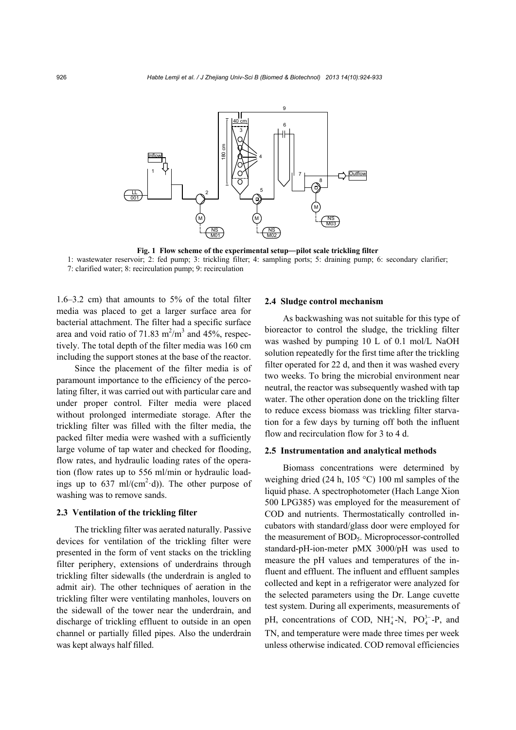**Fig. 1 Flow scheme of the experimental setup—pilot scale trickling filter**

1: wastewater reservoir; 2: fed pump; 3: trickling filter; 4: sampling ports; 5: draining pump; 6: secondary clarifier; 7: clarified water; 8: recirculation pump; 9: recirculation

1.6–3.2 cm) that amounts to 5% of the total filter media was placed to get a larger surface area for bacterial attachment. The filter had a specific surface area and void ratio of 71.83 $m^2/m^3$ and 45%, respectively. The total depth of the filter media was 160 cm including the support stones at the base of the reactor.

Since the placement of the filter media is of paramount importance to the efficiency of the percolating filter, it was carried out with particular care and under proper control. Filter media were placed without prolonged intermediate storage. After the trickling filter was filled with the filter media, the packed filter media were washed with a sufficiently large volume of tap water and checked for flooding, flow rates, and hydraulic loading rates of the operation (flow rates up to 556 ml/min or hydraulic loadings up to 637 ml/($cm^2$·d)). The other purpose of washing was to remove sands.

### 2.3 Ventilation of the trickling filter

The trickling filter was aerated naturally. Passive devices for ventilation of the trickling filter were presented in the form of vent stacks on the trickling filter periphery, extensions of underdrains through trickling filter sidewalls (the underdrain is angled to admit air). The other techniques of aeration in the trickling filter were ventilating manholes, louvers on the sidewall of the tower near the underdrain, and discharge of trickling effluent to outside in an open channel or partially filled pipes. Also the underdrain was kept always half filled.

### 2.4 Sludge control mechanism

As backwashing was not suitable for this type of bioreactor to control the sludge, the trickling filter was washed by pumping 10 L of 0.1 mol/L NaOH solution repeatedly for the first time after the trickling filter operated for 22 d, and then it was washed every two weeks. To bring the microbial environment near neutral, the reactor was subsequently washed with tap water. The other operation done on the trickling filter to reduce excess biomass was trickling filter starvation for a few days by turning off both the influent flow and recirculation flow for 3 to 4 d.

### 2.5 Instrumentation and analytical methods

Biomass concentrations were determined by weighing dried (24 h, 105 °C) 100 ml samples of the liquid phase. A spectrophotometer (Hach Lange Xion 500 LPG385) was employed for the measurement of COD and nutrients. Thermostatically controlled incubators with standard/glass door were employed for the measurement of $BOD_5$. Microprocessor-controlled standard-pH-ion-meter pMX 3000/pH was used to measure the pH values and temperatures of the influent and effluent. The influent and effluent samples collected and kept in a refrigerator were analyzed for the selected parameters using the Dr. Lange cuvette test system. During all experiments, measurements of pH, concentrations of COD, $NH_4^+$-N, $PO_4^{3-}$-P, and TN, and temperature were made three times per week unless otherwise indicated. COD removal efficiencies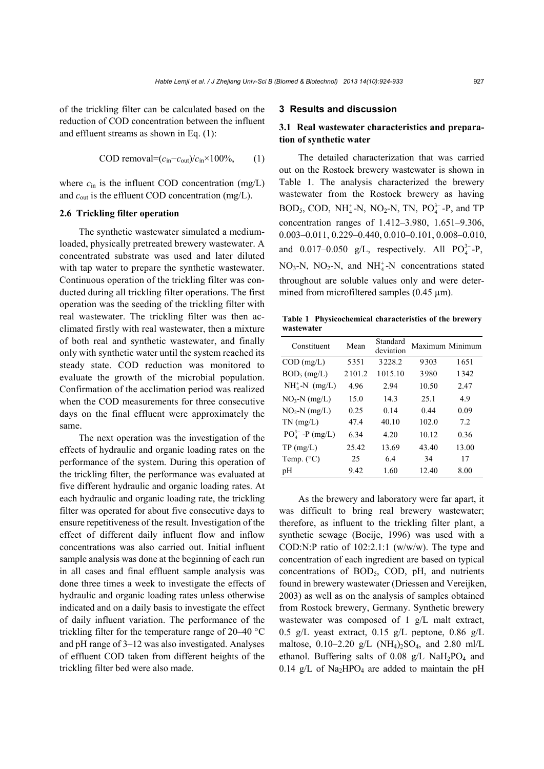of the trickling filter can be calculated based on the reduction of COD concentration between the influent and effluent streams as shown in Eq. (1):

$$\text{COD removal}=(c_{in}-c_{out})/c_{in}\times 100\%, \quad (1)$$

where $c_{in}$ is the influent COD concentration (mg/L) and $c_{out}$ is the effluent COD concentration (mg/L).

### 2.6 Trickling filter operation

The synthetic wastewater simulated a medium-loaded, physically pretreated brewery wastewater. A concentrated substrate was used and later diluted with tap water to prepare the synthetic wastewater. Continuous operation of the trickling filter was conducted during all trickling filter operations. The first operation was the seeding of the trickling filter with real wastewater. The trickling filter was then acclimated firstly with real wastewater, then a mixture of both real and synthetic wastewater, and finally only with synthetic water until the system reached its steady state. COD reduction was monitored to evaluate the growth of the microbial population. Confirmation of the acclimation period was realized when the COD measurements for three consecutive days on the final effluent were approximately the same.

The next operation was the investigation of the effects of hydraulic and organic loading rates on the performance of the system. During this operation of the trickling filter, the performance was evaluated at five different hydraulic and organic loading rates. At each hydraulic and organic loading rate, the trickling filter was operated for about five consecutive days to ensure repetitiveness of the result. Investigation of the effect of different daily influent flow and inflow concentrations was also carried out. Initial influent sample analysis was done at the beginning of each run in all cases and final effluent sample analysis was done three times a week to investigate the effects of hydraulic and organic loading rates unless otherwise indicated and on a daily basis to investigate the effect of daily influent variation. The performance of the trickling filter for the temperature range of 20–40 °C and pH range of 3–12 was also investigated. Analyses of effluent COD taken from different heights of the trickling filter bed were also made.

## 3 Results and discussion

### 3.1 Real wastewater characteristics and preparation of synthetic water

The detailed characterization that was carried out on the Rostock brewery wastewater is shown in Table 1. The analysis characterized the brewery wastewater from the Rostock brewery as having $BOD_5$, COD, $NH_4^+$-N, $NO_2$-N, TN, $PO_4^{3-}$-P, and TP concentration ranges of 1.412–3.980, 1.651–9.306, 0.003–0.011, 0.229–0.440, 0.010–0.101, 0.008–0.010, and 0.017–0.050 g/L, respectively. All $PO_4^{3-}$-P, $NO_3$-N, $NO_2$-N, and $NH_4^+$-N concentrations stated throughout are soluble values only and were determined from microfiltered samples (0.45 μm).

**Table 1 Physicochemical characteristics of the brewery wastewater**

| Constituent | Mean | Standard deviation | Maximum | Minimum |
|---|---|---|---|---|
| COD (mg/L) | 5351 | 3228.2 | 9303 | 1651 |
| $BOD_5$ (mg/L) | 2101.2 | 1015.10 | 3980 | 1342 |
| $NH_4^+$-N (mg/L) | 4.96 | 2.94 | 10.50 | 2.47 |
| $NO_3$-N (mg/L) | 15.0 | 14.3 | 25.1 | 4.9 |
| $NO_2$-N (mg/L) | 0.25 | 0.14 | 0.44 | 0.09 |
| TN (mg/L) | 47.4 | 40.10 | 102.0 | 7.2 |
| $PO_4^{3-}$-P (mg/L) | 6.34 | 4.20 | 10.12 | 0.36 |
| TP (mg/L) | 25.42 | 13.69 | 43.40 | 13.00 |
| Temp. (°C) | 25 | 6.4 | 34 | 17 |
| pH | 9.42 | 1.60 | 12.40 | 8.00 |

As the brewery and laboratory were far apart, it was difficult to bring real brewery wastewater; therefore, as influent to the trickling filter plant, a synthetic sewage (Boeije, 1996) was used with a COD:N:P ratio of 102:2.1:1 (w/w/w). The type and concentration of each ingredient are based on typical concentrations of $BOD_5$, COD, pH, and nutrients found in brewery wastewater (Driessen and Vereijken, 2003) as well as on the analysis of samples obtained from Rostock brewery, Germany. Synthetic brewery wastewater was composed of 1 g/L malt extract, 0.5 g/L yeast extract, 0.15 g/L peptone, 0.86 g/L maltose, 0.10–2.20 g/L $(NH_4)_2SO_4$, and 2.80 ml/L ethanol. Buffering salts of 0.08 g/L $NaH_2PO_4$ and 0.14 g/L of $Na_2HPO_4$ are added to maintain the pH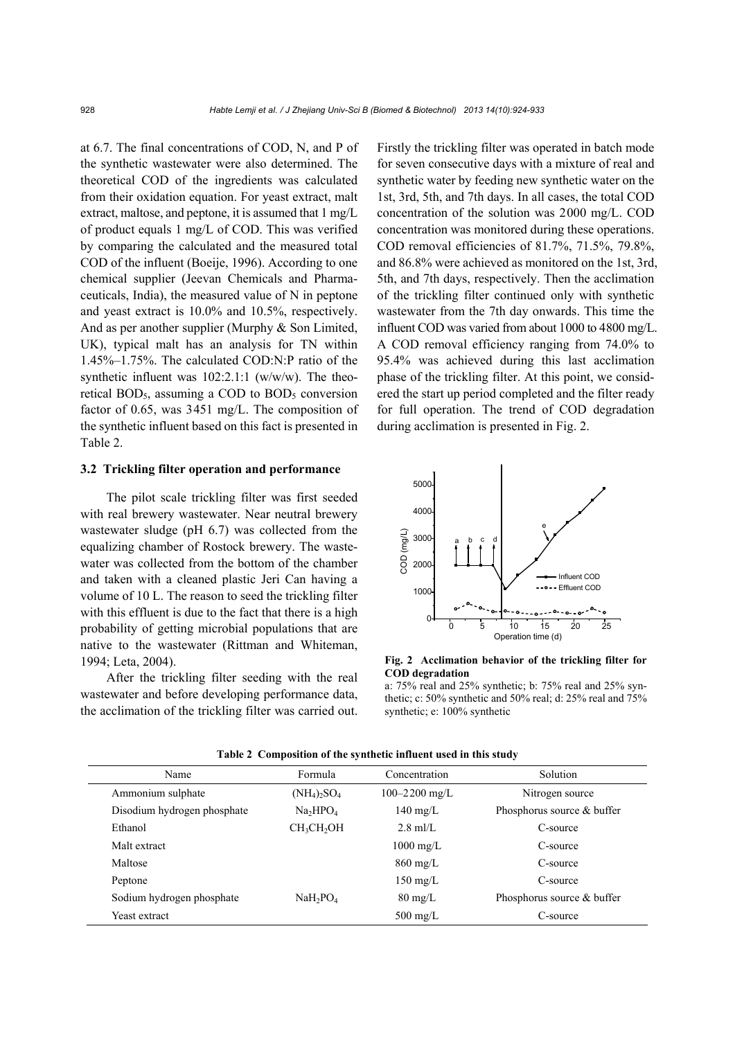at 6.7. The final concentrations of COD, N, and P of the synthetic wastewater were also determined. The theoretical COD of the ingredients was calculated from their oxidation equation. For yeast extract, malt extract, maltose, and peptone, it is assumed that 1 mg/L of product equals 1 mg/L of COD. This was verified by comparing the calculated and the measured total COD of the influent (Boeije, 1996). According to one chemical supplier (Jeevan Chemicals and Pharmaceuticals, India), the measured value of N in peptone and yeast extract is 10.0% and 10.5%, respectively. And as per another supplier (Murphy & Son Limited, UK), typical malt has an analysis for TN within 1.45%–1.75%. The calculated COD:N:P ratio of the synthetic influent was 102:2.1:1 (w/w/w). The theoretical $BOD_5$, assuming a COD to $BOD_5$ conversion factor of 0.65, was 3451 mg/L. The composition of the synthetic influent based on this fact is presented in Table 2.

### 3.2 Trickling filter operation and performance

The pilot scale trickling filter was first seeded with real brewery wastewater. Near neutral brewery wastewater sludge (pH 6.7) was collected from the equalizing chamber of Rostock brewery. The wastewater was collected from the bottom of the chamber and taken with a cleaned plastic Jeri Can having a volume of 10 L. The reason to seed the trickling filter with this effluent is due to the fact that there is a high probability of getting microbial populations that are native to the wastewater (Rittman and Whiteman, 1994; Leta, 2004).

After the trickling filter seeding with the real wastewater and before developing performance data, the acclimation of the trickling filter was carried out. Firstly the trickling filter was operated in batch mode for seven consecutive days with a mixture of real and synthetic water by feeding new synthetic water on the 1st, 3rd, 5th, and 7th days. In all cases, the total COD concentration of the solution was 2000 mg/L. COD concentration was monitored during these operations. COD removal efficiencies of 81.7%, 71.5%, 79.8%, and 86.8% were achieved as monitored on the 1st, 3rd, 5th, and 7th days, respectively. Then the acclimation of the trickling filter continued only with synthetic wastewater from the 7th day onwards. This time the influent COD was varied from about 1000 to 4800 mg/L. A COD removal efficiency ranging from 74.0% to 95.4% was achieved during this last acclimation phase of the trickling filter. At this point, we considered the start up period completed and the filter ready for full operation. The trend of COD degradation during acclimation is presented in Fig. 2.

**Fig. 2 Acclimation behavior of the trickling filter for COD degradation**

a: 75% real and 25% synthetic; b: 75% real and 25% synthetic; c: 50% synthetic and 50% real; d: 25% real and 75% synthetic; e: 100% synthetic

**Table 2 Composition of the synthetic influent used in this study**

| Name | Formula | Concentration | Solution |
|---|---|---|---|
| Ammonium sulphate | $(NH_4)_2SO_4$ | 100–2200 mg/L | Nitrogen source |
| Disodium hydrogen phosphate | $Na_2HPO_4$ | 140 mg/L | Phosphorus source & buffer |
| Ethanol | $CH_3CH_2OH$ | 2.8 ml/L | C-source |
| Malt extract | | 1000 mg/L | C-source |
| Maltose | | 860 mg/L | C-source |
| Peptone | | 150 mg/L | C-source |
| Sodium hydrogen phosphate | $NaH_2PO_4$ | 80 mg/L | Phosphorus source & buffer |
| Yeast extract | | 500 mg/L | C-source |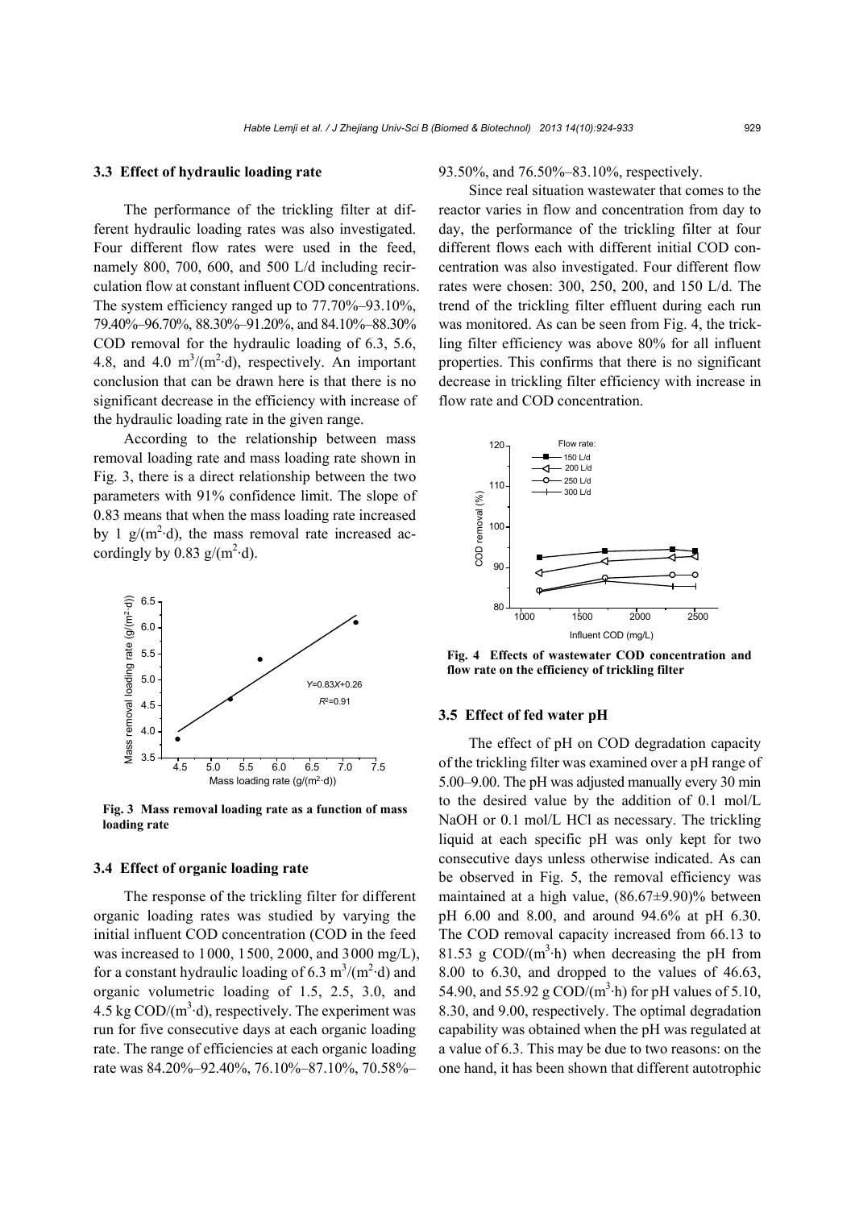### 3.3 Effect of hydraulic loading rate

The performance of the trickling filter at different hydraulic loading rates was also investigated. Four different flow rates were used in the feed, namely 800, 700, 600, and 500 L/d including recirculation flow at constant influent COD concentrations. The system efficiency ranged up to 77.70%–93.10%, 79.40%–96.70%, 88.30%–91.20%, and 84.10%–88.30% COD removal for the hydraulic loading of 6.3, 5.6, 4.8, and 4.0 $m^3/(m^2 \cdot d)$, respectively. An important conclusion that can be drawn here is that there is no significant decrease in the efficiency with increase of the hydraulic loading rate in the given range.

According to the relationship between mass removal loading rate and mass loading rate shown in Fig. 3, there is a direct relationship between the two parameters with 91% confidence limit. The slope of 0.83 means that when the mass loading rate increased by 1 $g/(m^2 \cdot d)$, the mass removal rate increased accordingly by 0.83 $g/(m^2 \cdot d)$.

**Fig. 3 Mass removal loading rate as a function of mass loading rate**

### 3.4 Effect of organic loading rate

The response of the trickling filter for different organic loading rates was studied by varying the initial influent COD concentration (COD in the feed was increased to 1000, 1500, 2000, and 3000 mg/L), for a constant hydraulic loading of 6.3 $m^3/(m^2 \cdot d)$ and organic volumetric loading of 1.5, 2.5, 3.0, and 4.5 kg $COD/(m^3 \cdot d)$, respectively. The experiment was run for five consecutive days at each organic loading rate. The range of efficiencies at each organic loading rate was 84.20%–92.40%, 76.10%–87.10%, 70.58%–93.50%, and 76.50%–83.10%, respectively.

Since real situation wastewater that comes to the reactor varies in flow and concentration from day to day, the performance of the trickling filter at four different flows each with different initial COD concentration was also investigated. Four different flow rates were chosen: 300, 250, 200, and 150 L/d. The trend of the trickling filter effluent during each run was monitored. As can be seen from Fig. 4, the trickling filter efficiency was above 80% for all influent properties. This confirms that there is no significant decrease in trickling filter efficiency with increase in flow rate and COD concentration.

**Fig. 4 Effects of wastewater COD concentration and flow rate on the efficiency of trickling filter**

### 3.5 Effect of fed water pH

The effect of pH on COD degradation capacity of the trickling filter was examined over a pH range of 5.00–9.00. The pH was adjusted manually every 30 min to the desired value by the addition of 0.1 mol/L NaOH or 0.1 mol/L HCl as necessary. The trickling liquid at each specific pH was only kept for two consecutive days unless otherwise indicated. As can be observed in Fig. 5, the removal efficiency was maintained at a high value, $(86.67 \pm 9.90)\%$ between pH 6.00 and 8.00, and around 94.6% at pH 6.30. The COD removal capacity increased from 66.13 to 81.53 g $COD/(m^3 \cdot h)$ when decreasing the pH from 8.00 to 6.30, and dropped to the values of 46.63, 54.90, and 55.92 g $COD/(m^3 \cdot h)$ for pH values of 5.10, 8.30, and 9.00, respectively. The optimal degradation capability was obtained when the pH was regulated at a value of 6.3. This may be due to two reasons: on the one hand, it has been shown that different autotrophic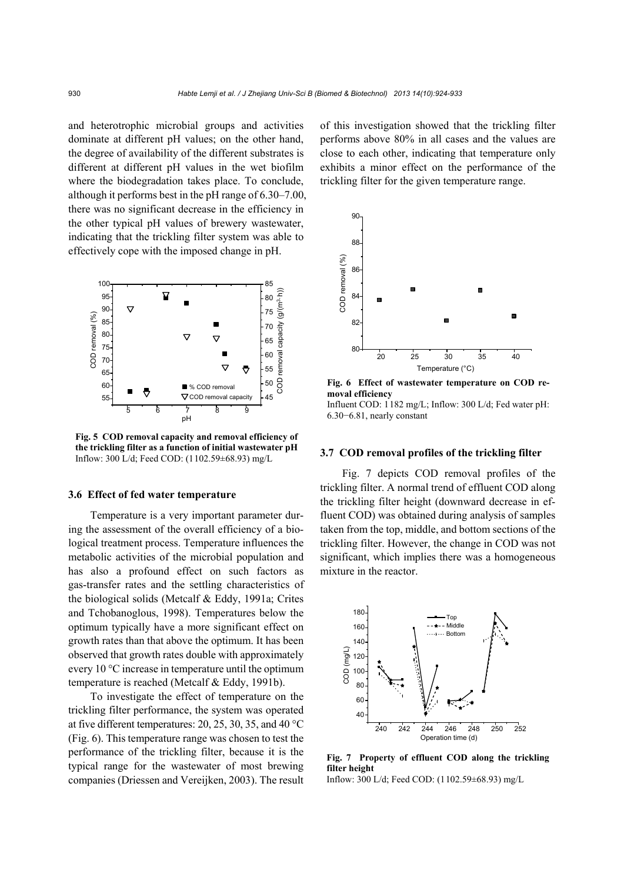and heterotrophic microbial groups and activities dominate at different pH values; on the other hand, the degree of availability of the different substrates is different at different pH values in the wet biofilm where the biodegradation takes place. To conclude, although it performs best in the pH range of 6.30–7.00, there was no significant decrease in the efficiency in the other typical pH values of brewery wastewater, indicating that the trickling filter system was able to effectively cope with the imposed change in pH.

**Fig. 5 COD removal capacity and removal efficiency of the trickling filter as a function of initial wastewater pH**
Inflow: 300 L/d; Feed COD: (1102.59±68.93) mg/L

### 3.6 Effect of fed water temperature

Temperature is a very important parameter during the assessment of the overall efficiency of a biological treatment process. Temperature influences the metabolic activities of the microbial population and has also a profound effect on such factors as gas-transfer rates and the settling characteristics of the biological solids (Metcalf & Eddy, 1991a; Crites and Tchobanoglous, 1998). Temperatures below the optimum typically have a more significant effect on growth rates than that above the optimum. It has been observed that growth rates double with approximately every 10 °C increase in temperature until the optimum temperature is reached (Metcalf & Eddy, 1991b).

To investigate the effect of temperature on the trickling filter performance, the system was operated at five different temperatures: 20, 25, 30, 35, and 40 °C (Fig. 6). This temperature range was chosen to test the performance of the trickling filter, because it is the typical range for the wastewater of most brewing companies (Driessen and Vereijken, 2003). The result of this investigation showed that the trickling filter performs above 80% in all cases and the values are close to each other, indicating that temperature only exhibits a minor effect on the performance of the trickling filter for the given temperature range.

**Fig. 6 Effect of wastewater temperature on COD removal efficiency**
Influent COD: 1182 mg/L; Inflow: 300 L/d; Fed water pH: 6.30−6.81, nearly constant

### 3.7 COD removal profiles of the trickling filter

Fig. 7 depicts COD removal profiles of the trickling filter. A normal trend of effluent COD along the trickling filter height (downward decrease in effluent COD) was obtained during analysis of samples taken from the top, middle, and bottom sections of the trickling filter. However, the change in COD was not significant, which implies there was a homogeneous mixture in the reactor.

**Fig. 7 Property of effluent COD along the trickling filter height**
Inflow: 300 L/d; Feed COD: (1102.59±68.93) mg/L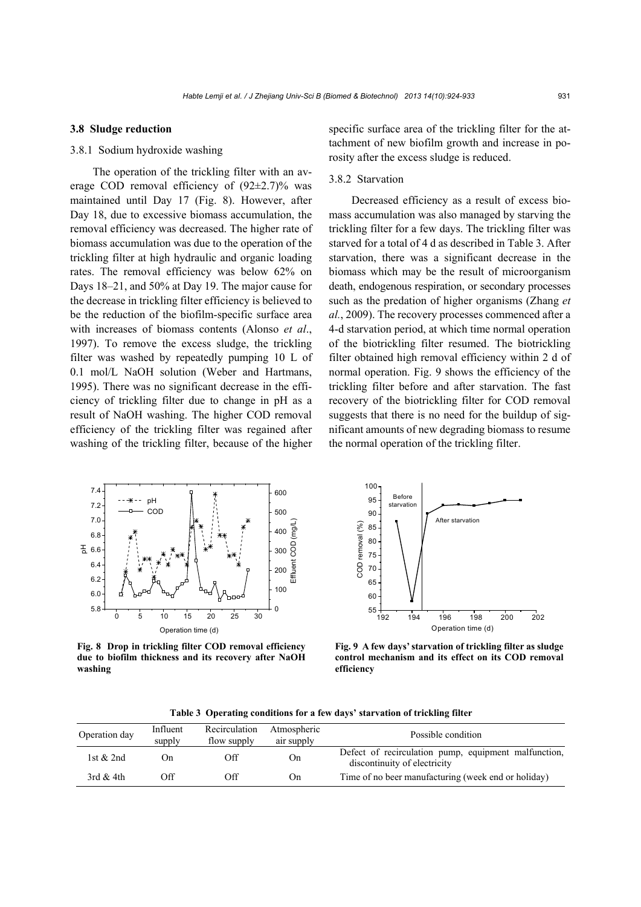### 3.8 Sludge reduction

#### 3.8.1 Sodium hydroxide washing

The operation of the trickling filter with an average COD removal efficiency of (92±2.7)% was maintained until Day 17 (Fig. 8). However, after Day 18, due to excessive biomass accumulation, the removal efficiency was decreased. The higher rate of biomass accumulation was due to the operation of the trickling filter at high hydraulic and organic loading rates. The removal efficiency was below 62% on Days 18–21, and 50% at Day 19. The major cause for the decrease in trickling filter efficiency is believed to be the reduction of the biofilm-specific surface area with increases of biomass contents (Alonso *et al*., 1997). To remove the excess sludge, the trickling filter was washed by repeatedly pumping 10 L of 0.1 mol/L NaOH solution (Weber and Hartmans, 1995). There was no significant decrease in the efficiency of trickling filter due to change in pH as a result of NaOH washing. The higher COD removal efficiency of the trickling filter was regained after washing of the trickling filter, because of the higher specific surface area of the trickling filter for the attachment of new biofilm growth and increase in porosity after the excess sludge is reduced.

#### 3.8.2 Starvation

Decreased efficiency as a result of excess biomass accumulation was also managed by starving the trickling filter for a few days. The trickling filter was starved for a total of 4 d as described in Table 3. After starvation, there was a significant decrease in the biomass which may be the result of microorganism death, endogenous respiration, or secondary processes such as the predation of higher organisms (Zhang *et al.*, 2009). The recovery processes commenced after a 4-d starvation period, at which time normal operation of the biotrickling filter resumed. The biotrickling filter obtained high removal efficiency within 2 d of normal operation. Fig. 9 shows the efficiency of the trickling filter before and after starvation. The fast recovery of the biotrickling filter for COD removal suggests that there is no need for the buildup of significant amounts of new degrading biomass to resume the normal operation of the trickling filter.

**Fig. 8 Drop in trickling filter COD removal efficiency due to biofilm thickness and its recovery after NaOH washing**

**Fig. 9 A few days' starvation of trickling filter as sludge control mechanism and its effect on its COD removal efficiency**

**Table 3 Operating conditions for a few days' starvation of trickling filter**

| Operation day | Influent supply | Recirculation flow supply | Atmospheric air supply | Possible condition |
|---|---|---|---|---|
| 1st & 2nd | On | Off | On | Defect of recirculation pump, equipment malfunction, discontinuity of electricity |
| 3rd & 4th | Off | Off | On | Time of no beer manufacturing (week end or holiday) |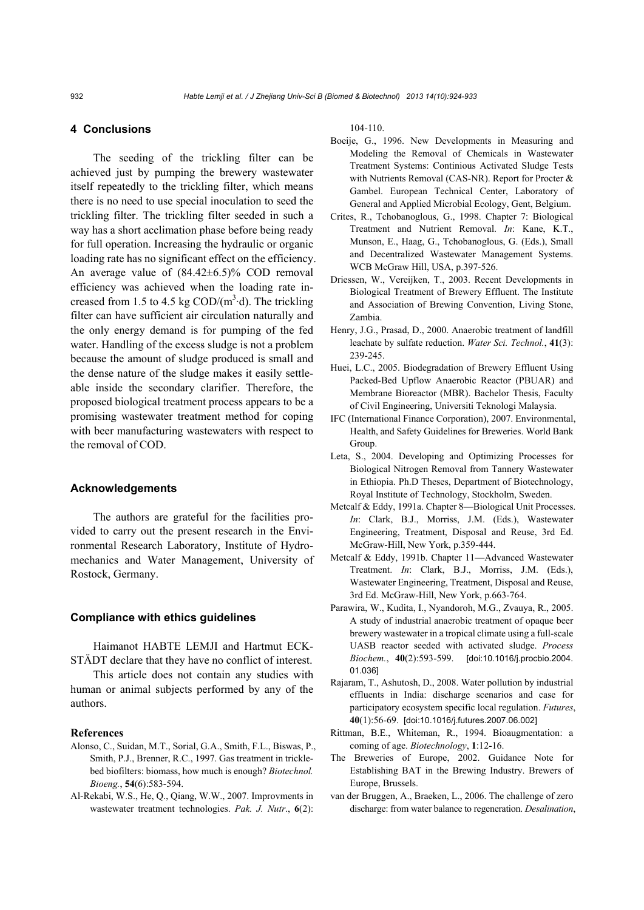## 4 Conclusions

The seeding of the trickling filter can be achieved just by pumping the brewery wastewater itself repeatedly to the trickling filter, which means there is no need to use special inoculation to seed the trickling filter. The trickling filter seeded in such a way has a short acclimation phase before being ready for full operation. Increasing the hydraulic or organic loading rate has no significant effect on the efficiency. An average value of $(84.42\pm6.5)\%$ COD removal efficiency was achieved when the loading rate increased from 1.5 to 4.5 kg COD/($m^3\cdot d$). The trickling filter can have sufficient air circulation naturally and the only energy demand is for pumping of the fed water. Handling of the excess sludge is not a problem because the amount of sludge produced is small and the dense nature of the sludge makes it easily settleable inside the secondary clarifier. Therefore, the proposed biological treatment process appears to be a promising wastewater treatment method for coping with beer manufacturing wastewaters with respect to the removal of COD.

### Acknowledgements

The authors are grateful for the facilities provided to carry out the present research in the Environmental Research Laboratory, Institute of Hydromechanics and Water Management, University of Rostock, Germany.

### Compliance with ethics guidelines

Haimanot HABTE LEMJI and Hartmut ECKSTÄDT declare that they have no conflict of interest.

This article does not contain any studies with human or animal subjects performed by any of the authors.

### References

Alonso, C., Suidan, M.T., Sorial, G.A., Smith, F.L., Biswas, P., Smith, P.J., Brenner, R.C., 1997. Gas treatment in trickle-bed biofilters: biomass, how much is enough? *Biotechnol. Bioeng.*, **54**(6):583-594.

Al-Rekabi, W.S., He, Q., Qiang, W.W., 2007. Improvments in wastewater treatment technologies. *Pak. J. Nutr.*, **6**(2): 104-110.

Boeije, G., 1996. New Developments in Measuring and Modeling the Removal of Chemicals in Wastewater Treatment Systems: Continious Activated Sludge Tests with Nutrients Removal (CAS-NR). Report for Procter & Gambel. European Technical Center, Laboratory of General and Applied Microbial Ecology, Gent, Belgium.

Crites, R., Tchobanoglous, G., 1998. Chapter 7: Biological Treatment and Nutrient Removal. *In*: Kane, K.T., Munson, E., Haag, G., Tchobanoglous, G. (Eds.), Small and Decentralized Wastewater Management Systems. WCB McGraw Hill, USA, p.397-526.

Driessen, W., Vereijken, T., 2003. Recent Developments in Biological Treatment of Brewery Effluent. The Institute and Association of Brewing Convention, Living Stone, Zambia.

Henry, J.G., Prasad, D., 2000. Anaerobic treatment of landfill leachate by sulfate reduction. *Water Sci. Technol.*, **41**(3): 239-245.

Huei, L.C., 2005. Biodegradation of Brewery Effluent Using Packed-Bed Upflow Anaerobic Reactor (PBUAR) and Membrane Bioreactor (MBR). Bachelor Thesis, Faculty of Civil Engineering, Universiti Teknologi Malaysia.

IFC (International Finance Corporation), 2007. Environmental, Health, and Safety Guidelines for Breweries. World Bank Group.

Leta, S., 2004. Developing and Optimizing Processes for Biological Nitrogen Removal from Tannery Wastewater in Ethiopia. Ph.D Theses, Department of Biotechnology, Royal Institute of Technology, Stockholm, Sweden.

Metcalf & Eddy, 1991a. Chapter 8—Biological Unit Processes. *In*: Clark, B.J., Morriss, J.M. (Eds.), Wastewater Engineering, Treatment, Disposal and Reuse, 3rd Ed. McGraw-Hill, New York, p.359-444.

Metcalf & Eddy, 1991b. Chapter 11—Advanced Wastewater Treatment. *In*: Clark, B.J., Morriss, J.M. (Eds.), Wastewater Engineering, Treatment, Disposal and Reuse, 3rd Ed. McGraw-Hill, New York, p.663-764.

Parawira, W., Kudita, I., Nyandoroh, M.G., Zvauya, R., 2005. A study of industrial anaerobic treatment of opaque beer brewery wastewater in a tropical climate using a full-scale UASB reactor seeded with activated sludge. *Process Biochem.*, **40**(2):593-599. [doi:10.1016/j.procbio.2004.01.036]

Rajaram, T., Ashutosh, D., 2008. Water pollution by industrial effluents in India: discharge scenarios and case for participatory ecosystem specific local regulation. *Futures*, **40**(1):56-69. [doi:10.1016/j.futures.2007.06.002]

Rittman, B.E., Whiteman, R., 1994. Bioaugmentation: a coming of age. *Biotechnology*, **1**:12-16.

The Breweries of Europe, 2002. Guidance Note for Establishing BAT in the Brewing Industry. Brewers of Europe, Brussels.

van der Bruggen, A., Braeken, L., 2006. The challenge of zero discharge: from water balance to regeneration. *Desalination*,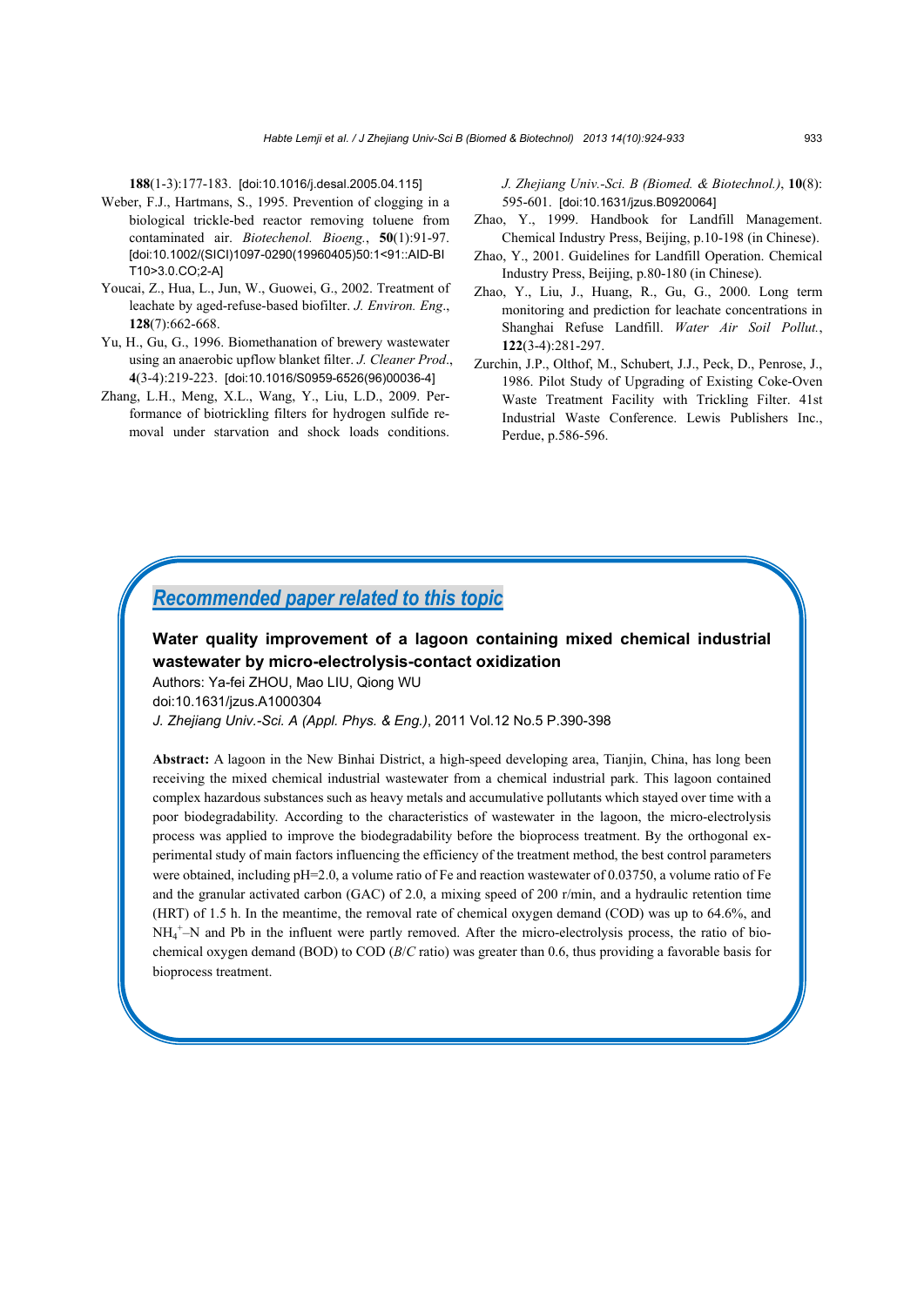**188**(1-3):177-183. [doi:10.1016/j.desal.2005.04.115]

Weber, F.J., Hartmans, S., 1995. Prevention of clogging in a biological trickle-bed reactor removing toluene from contaminated air. *Biotechenol. Bioeng.*, **50**(1):91-97. [doi:10.1002/(SICI)1097-0290(19960405)50:1<91::AID-BIT10>3.0.CO;2-A]

Youcai, Z., Hua, L., Jun, W., Guowei, G., 2002. Treatment of leachate by aged-refuse-based biofilter. *J. Environ. Eng.*, **128**(7):662-668.

Yu, H., Gu, G., 1996. Biomethanation of brewery wastewater using an anaerobic upflow blanket filter. *J. Cleaner Prod.*, **4**(3-4):219-223. [doi:10.1016/S0959-6526(96)00036-4]

Zhang, L.H., Meng, X.L., Wang, Y., Liu, L.D., 2009. Performance of biotrickling filters for hydrogen sulfide removal under starvation and shock loads conditions. *J. Zhejiang Univ.-Sci. B (Biomed. & Biotechnol.)*, **10**(8): 595-601. [doi:10.1631/jzus.B0920064]

Zhao, Y., 1999. Handbook for Landfill Management. Chemical Industry Press, Beijing, p.10-198 (in Chinese).

Zhao, Y., 2001. Guidelines for Landfill Operation. Chemical Industry Press, Beijing, p.80-180 (in Chinese).

Zhao, Y., Liu, J., Huang, R., Gu, G., 2000. Long term monitoring and prediction for leachate concentrations in Shanghai Refuse Landfill. *Water Air Soil Pollut.*, **122**(3-4):281-297.

Zurchin, J.P., Olthof, M., Schubert, J.J., Peck, D., Penrose, J., 1986. Pilot Study of Upgrading of Existing Coke-Oven Waste Treatment Facility with Trickling Filter. 41st Industrial Waste Conference. Lewis Publishers Inc., Perdue, p.586-596.

## *Recommended paper related to this topic*

**Water quality improvement of a lagoon containing mixed chemical industrial wastewater by micro-electrolysis-contact oxidization**

Authors: Ya-fei ZHOU, Mao LIU, Qiong WU

doi:10.1631/jzus.A1000304

*J. Zhejiang Univ.-Sci. A (Appl. Phys. & Eng.)*, 2011 Vol.12 No.5 P.390-398

**Abstract:** A lagoon in the New Binhai District, a high-speed developing area, Tianjin, China, has long been receiving the mixed chemical industrial wastewater from a chemical industrial park. This lagoon contained complex hazardous substances such as heavy metals and accumulative pollutants which stayed over time with a poor biodegradability. According to the characteristics of wastewater in the lagoon, the micro-electrolysis process was applied to improve the biodegradability before the bioprocess treatment. By the orthogonal experimental study of main factors influencing the efficiency of the treatment method, the best control parameters were obtained, including pH=2.0, a volume ratio of Fe and reaction wastewater of 0.03750, a volume ratio of Fe and the granular activated carbon (GAC) of 2.0, a mixing speed of 200 r/min, and a hydraulic retention time (HRT) of 1.5 h. In the meantime, the removal rate of chemical oxygen demand (COD) was up to 64.6%, and $NH_4^+$–N and Pb in the influent were partly removed. After the micro-electrolysis process, the ratio of biochemical oxygen demand (BOD) to COD (*B*/*C* ratio) was greater than 0.6, thus providing a favorable basis for bioprocess treatment.